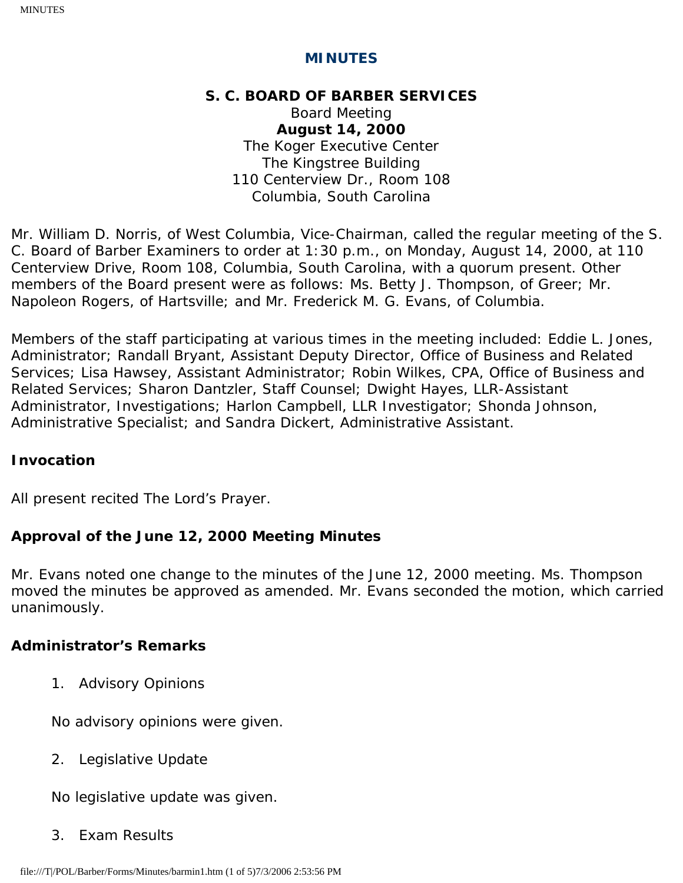# MINUTES

**S. C. BOARD OF BARBER SERVICES**
Board Meeting
**August 14, 2000**
The Koger Executive Center
The Kingstree Building
110 Centerview Dr., Room 108
Columbia, South Carolina

Mr. William D. Norris, of West Columbia, Vice-Chairman, called the regular meeting of the S. C. Board of Barber Examiners to order at 1:30 p.m., on Monday, August 14, 2000, at 110 Centerview Drive, Room 108, Columbia, South Carolina, with a quorum present. Other members of the Board present were as follows: Ms. Betty J. Thompson, of Greer; Mr. Napoleon Rogers, of Hartsville; and Mr. Frederick M. G. Evans, of Columbia.

Members of the staff participating at various times in the meeting included: Eddie L. Jones, Administrator; Randall Bryant, Assistant Deputy Director, Office of Business and Related Services; Lisa Hawsey, Assistant Administrator; Robin Wilkes, CPA, Office of Business and Related Services; Sharon Dantzler, Staff Counsel; Dwight Hayes, LLR-Assistant Administrator, Investigations; Harlon Campbell, LLR Investigator; Shonda Johnson, Administrative Specialist; and Sandra Dickert, Administrative Assistant.

**Invocation**

All present recited The Lord's Prayer.

**Approval of the June 12, 2000 Meeting Minutes**

Mr. Evans noted one change to the minutes of the June 12, 2000 meeting. Ms. Thompson moved the minutes be approved as amended. Mr. Evans seconded the motion, which carried unanimously.

**Administrator's Remarks**

1. Advisory Opinions

   No advisory opinions were given.

2. Legislative Update

   No legislative update was given.

3. Exam Results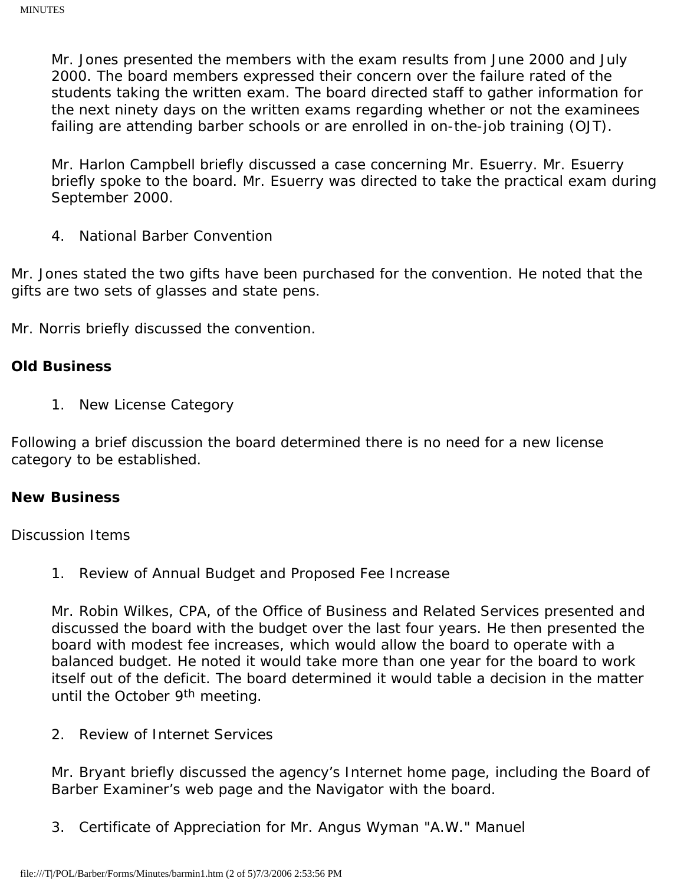Mr. Jones presented the members with the exam results from June 2000 and July 2000. The board members expressed their concern over the failure rated of the students taking the written exam. The board directed staff to gather information for the next ninety days on the written exams regarding whether or not the examinees failing are attending barber schools or are enrolled in on-the-job training (OJT).

Mr. Harlon Campbell briefly discussed a case concerning Mr. Esuerry. Mr. Esuerry briefly spoke to the board. Mr. Esuerry was directed to take the practical exam during September 2000.

4. National Barber Convention

Mr. Jones stated the two gifts have been purchased for the convention. He noted that the gifts are two sets of glasses and state pens.

Mr. Norris briefly discussed the convention.

**Old Business**

1. New License Category

Following a brief discussion the board determined there is no need for a new license category to be established.

**New Business**

Discussion Items

1. Review of Annual Budget and Proposed Fee Increase

   Mr. Robin Wilkes, CPA, of the Office of Business and Related Services presented and discussed the board with the budget over the last four years. He then presented the board with modest fee increases, which would allow the board to operate with a balanced budget. He noted it would take more than one year for the board to work itself out of the deficit. The board determined it would table a decision in the matter until the October 9th meeting.

2. Review of Internet Services

   Mr. Bryant briefly discussed the agency's Internet home page, including the Board of Barber Examiner's web page and the Navigator with the board.

3. Certificate of Appreciation for Mr. Angus Wyman "A.W." Manuel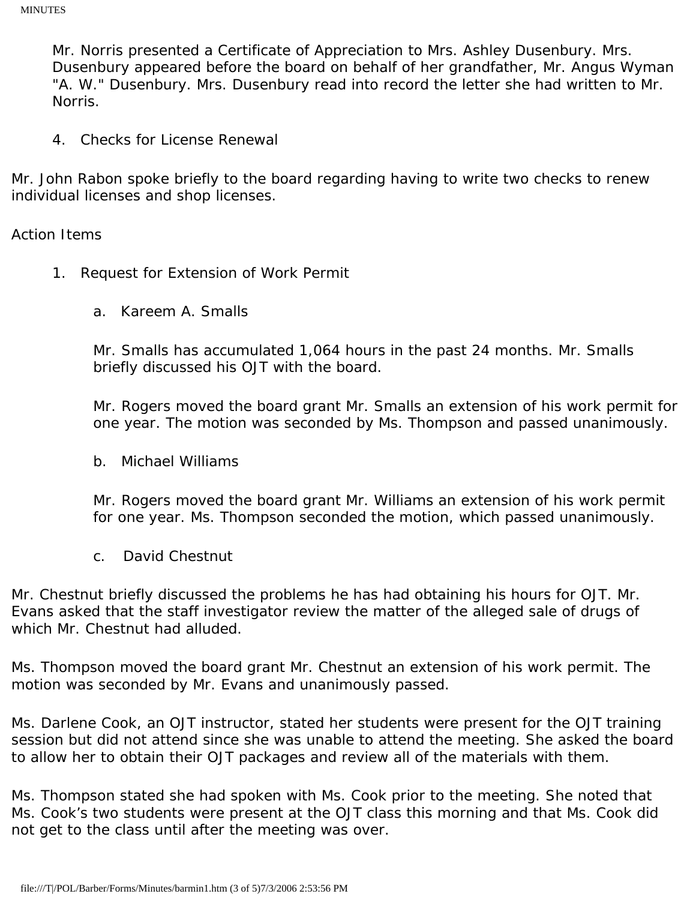Mr. Norris presented a Certificate of Appreciation to Mrs. Ashley Dusenbury. Mrs. Dusenbury appeared before the board on behalf of her grandfather, Mr. Angus Wyman "A. W." Dusenbury. Mrs. Dusenbury read into record the letter she had written to Mr. Norris.

4. Checks for License Renewal

Mr. John Rabon spoke briefly to the board regarding having to write two checks to renew individual licenses and shop licenses.

Action Items

1. Request for Extension of Work Permit

   a. Kareem A. Smalls

   Mr. Smalls has accumulated 1,064 hours in the past 24 months. Mr. Smalls briefly discussed his OJT with the board.

   Mr. Rogers moved the board grant Mr. Smalls an extension of his work permit for one year. The motion was seconded by Ms. Thompson and passed unanimously.

   b. Michael Williams

   Mr. Rogers moved the board grant Mr. Williams an extension of his work permit for one year. Ms. Thompson seconded the motion, which passed unanimously.

   c. David Chestnut

Mr. Chestnut briefly discussed the problems he has had obtaining his hours for OJT. Mr. Evans asked that the staff investigator review the matter of the alleged sale of drugs of which Mr. Chestnut had alluded.

Ms. Thompson moved the board grant Mr. Chestnut an extension of his work permit. The motion was seconded by Mr. Evans and unanimously passed.

Ms. Darlene Cook, an OJT instructor, stated her students were present for the OJT training session but did not attend since she was unable to attend the meeting. She asked the board to allow her to obtain their OJT packages and review all of the materials with them.

Ms. Thompson stated she had spoken with Ms. Cook prior to the meeting. She noted that Ms. Cook's two students were present at the OJT class this morning and that Ms. Cook did not get to the class until after the meeting was over.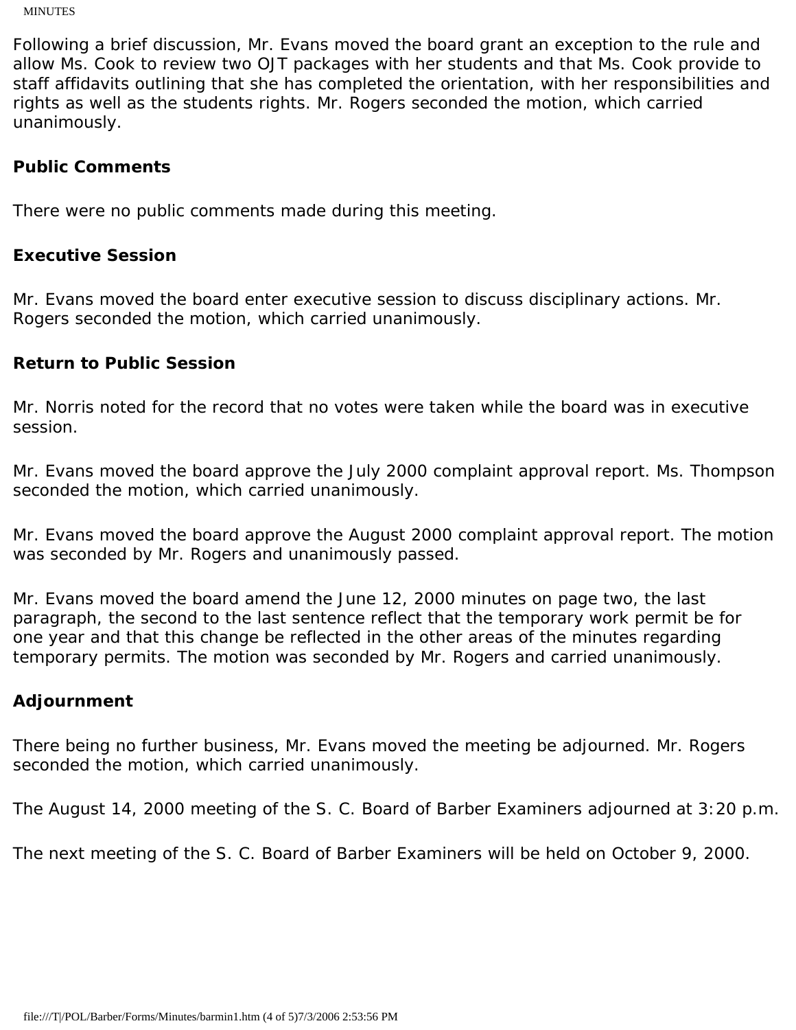Following a brief discussion, Mr. Evans moved the board grant an exception to the rule and allow Ms. Cook to review two OJT packages with her students and that Ms. Cook provide to staff affidavits outlining that she has completed the orientation, with her responsibilities and rights as well as the students rights. Mr. Rogers seconded the motion, which carried unanimously.

**Public Comments**

There were no public comments made during this meeting.

**Executive Session**

Mr. Evans moved the board enter executive session to discuss disciplinary actions. Mr. Rogers seconded the motion, which carried unanimously.

**Return to Public Session**

Mr. Norris noted for the record that no votes were taken while the board was in executive session.

Mr. Evans moved the board approve the July 2000 complaint approval report. Ms. Thompson seconded the motion, which carried unanimously.

Mr. Evans moved the board approve the August 2000 complaint approval report. The motion was seconded by Mr. Rogers and unanimously passed.

Mr. Evans moved the board amend the June 12, 2000 minutes on page two, the last paragraph, the second to the last sentence reflect that the temporary work permit be for one year and that this change be reflected in the other areas of the minutes regarding temporary permits. The motion was seconded by Mr. Rogers and carried unanimously.

**Adjournment**

There being no further business, Mr. Evans moved the meeting be adjourned. Mr. Rogers seconded the motion, which carried unanimously.

The August 14, 2000 meeting of the S. C. Board of Barber Examiners adjourned at 3:20 p.m.

The next meeting of the S. C. Board of Barber Examiners will be held on October 9, 2000.